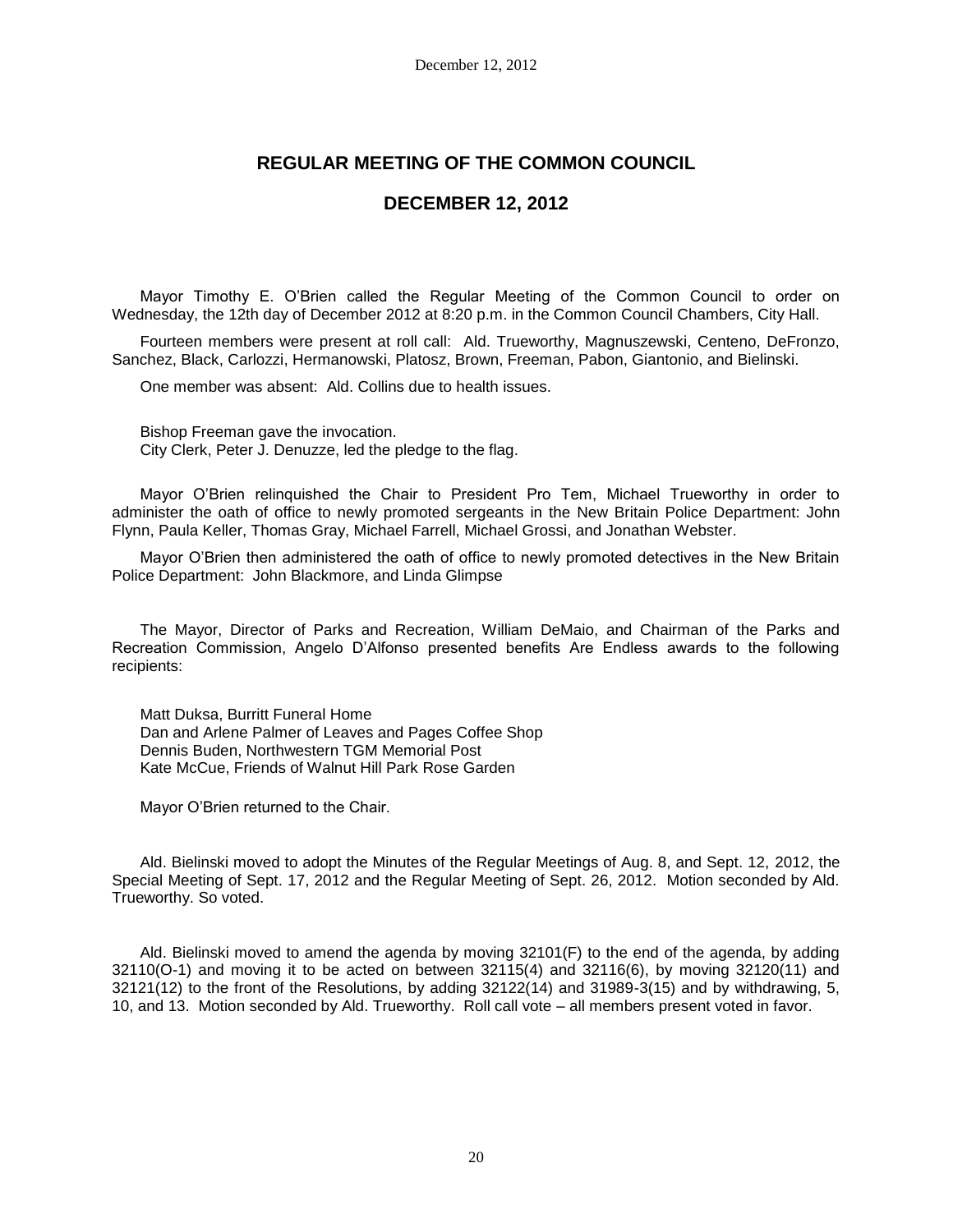# REGULAR MEETING OF THE COMMON COUNCIL

## DECEMBER 12, 2012

Mayor Timothy E. O'Brien called the Regular Meeting of the Common Council to order on Wednesday, the 12th day of December 2012 at 8:20 p.m. in the Common Council Chambers, City Hall.

Fourteen members were present at roll call: Ald. Trueworthy, Magnuszewski, Centeno, DeFronzo, Sanchez, Black, Carlozzi, Hermanowski, Platosz, Brown, Freeman, Pabon, Giantonio, and Bielinski.

One member was absent: Ald. Collins due to health issues.

Bishop Freeman gave the invocation.
City Clerk, Peter J. Denuzze, led the pledge to the flag.

Mayor O'Brien relinquished the Chair to President Pro Tem, Michael Trueworthy in order to administer the oath of office to newly promoted sergeants in the New Britain Police Department: John Flynn, Paula Keller, Thomas Gray, Michael Farrell, Michael Grossi, and Jonathan Webster.

Mayor O'Brien then administered the oath of office to newly promoted detectives in the New Britain Police Department: John Blackmore, and Linda Glimpse

The Mayor, Director of Parks and Recreation, William DeMaio, and Chairman of the Parks and Recreation Commission, Angelo D'Alfonso presented benefits Are Endless awards to the following recipients:

Matt Duksa, Burritt Funeral Home
Dan and Arlene Palmer of Leaves and Pages Coffee Shop
Dennis Buden, Northwestern TGM Memorial Post
Kate McCue, Friends of Walnut Hill Park Rose Garden

Mayor O'Brien returned to the Chair.

Ald. Bielinski moved to adopt the Minutes of the Regular Meetings of Aug. 8, and Sept. 12, 2012, the Special Meeting of Sept. 17, 2012 and the Regular Meeting of Sept. 26, 2012. Motion seconded by Ald. Trueworthy. So voted.

Ald. Bielinski moved to amend the agenda by moving 32101(F) to the end of the agenda, by adding 32110(O-1) and moving it to be acted on between 32115(4) and 32116(6), by moving 32120(11) and 32121(12) to the front of the Resolutions, by adding 32122(14) and 31989-3(15) and by withdrawing, 5, 10, and 13. Motion seconded by Ald. Trueworthy. Roll call vote – all members present voted in favor.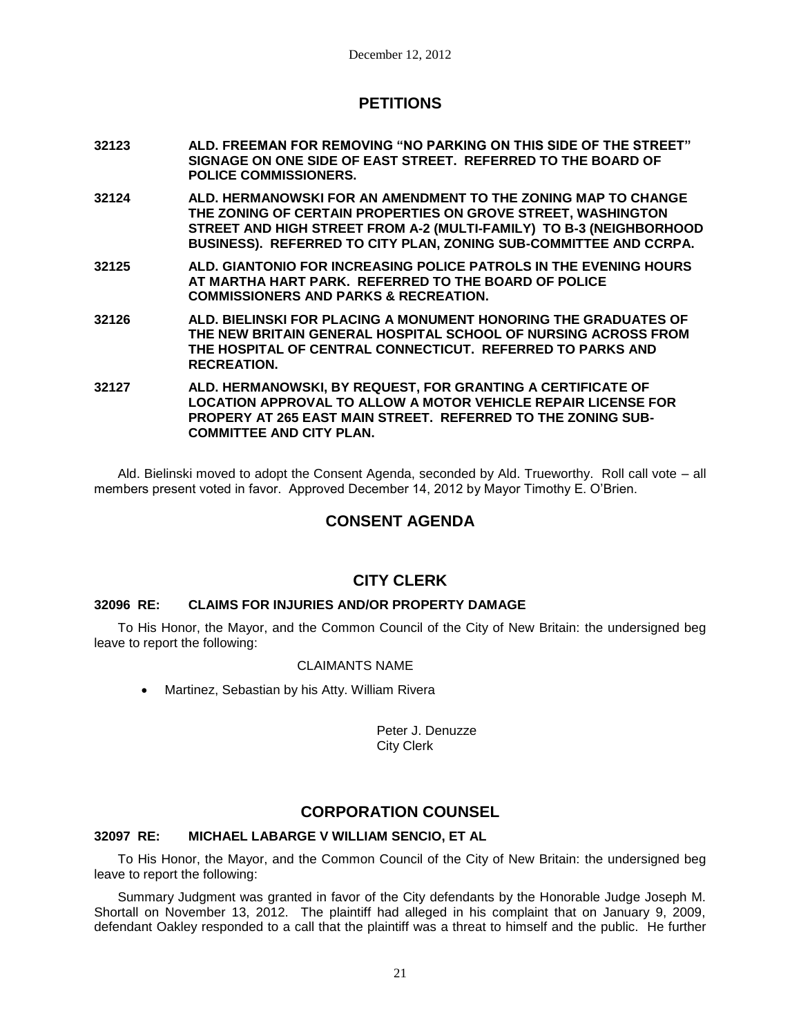## PETITIONS

**32123 ALD. FREEMAN FOR REMOVING "NO PARKING ON THIS SIDE OF THE STREET" SIGNAGE ON ONE SIDE OF EAST STREET. REFERRED TO THE BOARD OF POLICE COMMISSIONERS.**

**32124 ALD. HERMANOWSKI FOR AN AMENDMENT TO THE ZONING MAP TO CHANGE THE ZONING OF CERTAIN PROPERTIES ON GROVE STREET, WASHINGTON STREET AND HIGH STREET FROM A-2 (MULTI-FAMILY) TO B-3 (NEIGHBORHOOD BUSINESS). REFERRED TO CITY PLAN, ZONING SUB-COMMITTEE AND CCRPA.**

**32125 ALD. GIANTONIO FOR INCREASING POLICE PATROLS IN THE EVENING HOURS AT MARTHA HART PARK. REFERRED TO THE BOARD OF POLICE COMMISSIONERS AND PARKS & RECREATION.**

**32126 ALD. BIELINSKI FOR PLACING A MONUMENT HONORING THE GRADUATES OF THE NEW BRITAIN GENERAL HOSPITAL SCHOOL OF NURSING ACROSS FROM THE HOSPITAL OF CENTRAL CONNECTICUT. REFERRED TO PARKS AND RECREATION.**

**32127 ALD. HERMANOWSKI, BY REQUEST, FOR GRANTING A CERTIFICATE OF LOCATION APPROVAL TO ALLOW A MOTOR VEHICLE REPAIR LICENSE FOR PROPERY AT 265 EAST MAIN STREET. REFERRED TO THE ZONING SUB-COMMITTEE AND CITY PLAN.**

Ald. Bielinski moved to adopt the Consent Agenda, seconded by Ald. Trueworthy. Roll call vote – all members present voted in favor. Approved December 14, 2012 by Mayor Timothy E. O'Brien.

## CONSENT AGENDA

## CITY CLERK

### 32096 RE: CLAIMS FOR INJURIES AND/OR PROPERTY DAMAGE

To His Honor, the Mayor, and the Common Council of the City of New Britain: the undersigned beg leave to report the following:

CLAIMANTS NAME

- Martinez, Sebastian by his Atty. William Rivera

Peter J. Denuzze
City Clerk

## CORPORATION COUNSEL

### 32097 RE: MICHAEL LABARGE V WILLIAM SENCIO, ET AL

To His Honor, the Mayor, and the Common Council of the City of New Britain: the undersigned beg leave to report the following:

Summary Judgment was granted in favor of the City defendants by the Honorable Judge Joseph M. Shortall on November 13, 2012. The plaintiff had alleged in his complaint that on January 9, 2009, defendant Oakley responded to a call that the plaintiff was a threat to himself and the public. He further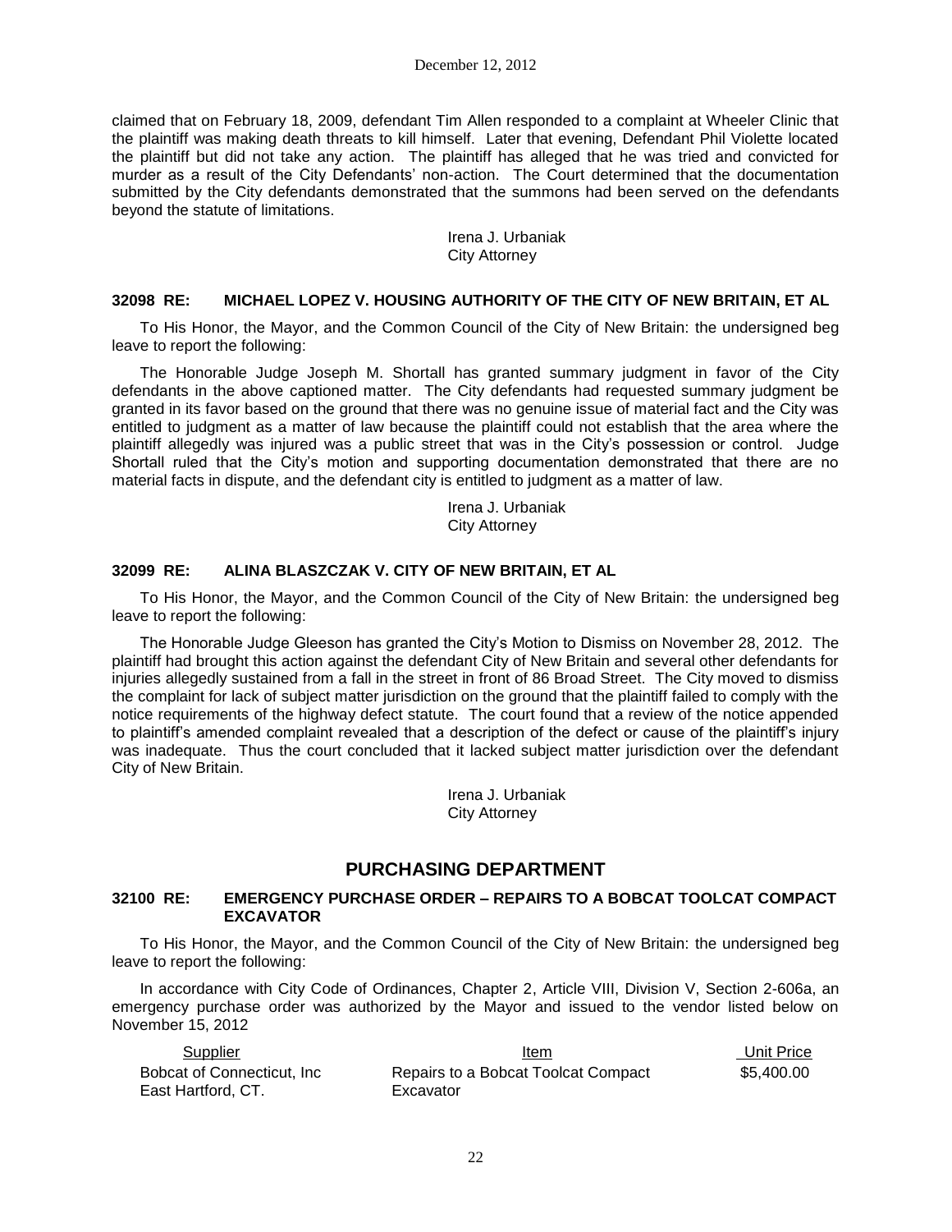claimed that on February 18, 2009, defendant Tim Allen responded to a complaint at Wheeler Clinic that the plaintiff was making death threats to kill himself. Later that evening, Defendant Phil Violette located the plaintiff but did not take any action. The plaintiff has alleged that he was tried and convicted for murder as a result of the City Defendants' non-action. The Court determined that the documentation submitted by the City defendants demonstrated that the summons had been served on the defendants beyond the statute of limitations.

Irena J. Urbaniak
City Attorney

### 32098 RE: MICHAEL LOPEZ V. HOUSING AUTHORITY OF THE CITY OF NEW BRITAIN, ET AL

To His Honor, the Mayor, and the Common Council of the City of New Britain: the undersigned beg leave to report the following:

The Honorable Judge Joseph M. Shortall has granted summary judgment in favor of the City defendants in the above captioned matter. The City defendants had requested summary judgment be granted in its favor based on the ground that there was no genuine issue of material fact and the City was entitled to judgment as a matter of law because the plaintiff could not establish that the area where the plaintiff allegedly was injured was a public street that was in the City's possession or control. Judge Shortall ruled that the City's motion and supporting documentation demonstrated that there are no material facts in dispute, and the defendant city is entitled to judgment as a matter of law.

Irena J. Urbaniak
City Attorney

### 32099 RE: ALINA BLASZCZAK V. CITY OF NEW BRITAIN, ET AL

To His Honor, the Mayor, and the Common Council of the City of New Britain: the undersigned beg leave to report the following:

The Honorable Judge Gleeson has granted the City's Motion to Dismiss on November 28, 2012. The plaintiff had brought this action against the defendant City of New Britain and several other defendants for injuries allegedly sustained from a fall in the street in front of 86 Broad Street. The City moved to dismiss the complaint for lack of subject matter jurisdiction on the ground that the plaintiff failed to comply with the notice requirements of the highway defect statute. The court found that a review of the notice appended to plaintiff's amended complaint revealed that a description of the defect or cause of the plaintiff's injury was inadequate. Thus the court concluded that it lacked subject matter jurisdiction over the defendant City of New Britain.

Irena J. Urbaniak
City Attorney

## PURCHASING DEPARTMENT

### 32100 RE: EMERGENCY PURCHASE ORDER – REPAIRS TO A BOBCAT TOOLCAT COMPACT EXCAVATOR

To His Honor, the Mayor, and the Common Council of the City of New Britain: the undersigned beg leave to report the following:

In accordance with City Code of Ordinances, Chapter 2, Article VIII, Division V, Section 2-606a, an emergency purchase order was authorized by the Mayor and issued to the vendor listed below on November 15, 2012

| Supplier | Item | Unit Price |
|---|---|---|
| Bobcat of Connecticut, Inc East Hartford, CT. | Repairs to a Bobcat Toolcat Compact Excavator | \$5,400.00 |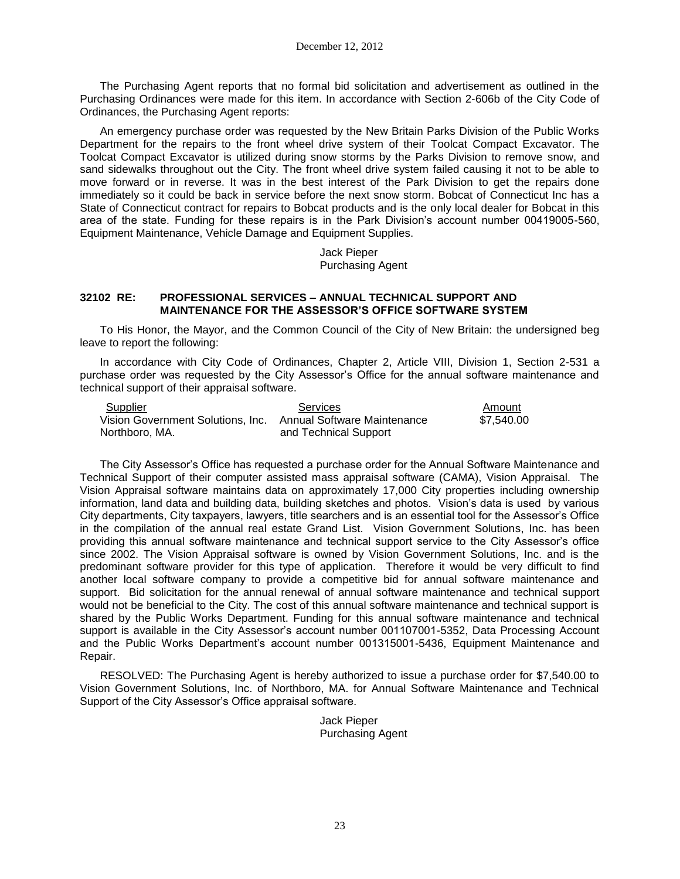The Purchasing Agent reports that no formal bid solicitation and advertisement as outlined in the Purchasing Ordinances were made for this item. In accordance with Section 2-606b of the City Code of Ordinances, the Purchasing Agent reports:

An emergency purchase order was requested by the New Britain Parks Division of the Public Works Department for the repairs to the front wheel drive system of their Toolcat Compact Excavator. The Toolcat Compact Excavator is utilized during snow storms by the Parks Division to remove snow, and sand sidewalks throughout out the City. The front wheel drive system failed causing it not to be able to move forward or in reverse. It was in the best interest of the Park Division to get the repairs done immediately so it could be back in service before the next snow storm. Bobcat of Connecticut Inc has a State of Connecticut contract for repairs to Bobcat products and is the only local dealer for Bobcat in this area of the state. Funding for these repairs is in the Park Division's account number 00419005-560, Equipment Maintenance, Vehicle Damage and Equipment Supplies.

Jack Pieper
Purchasing Agent

### 32102 RE: PROFESSIONAL SERVICES – ANNUAL TECHNICAL SUPPORT AND MAINTENANCE FOR THE ASSESSOR'S OFFICE SOFTWARE SYSTEM

To His Honor, the Mayor, and the Common Council of the City of New Britain: the undersigned beg leave to report the following:

In accordance with City Code of Ordinances, Chapter 2, Article VIII, Division 1, Section 2-531 a purchase order was requested by the City Assessor's Office for the annual software maintenance and technical support of their appraisal software.

| Supplier | Services | Amount |
|---|---|---|
| Vision Government Solutions, Inc. Northboro, MA. | Annual Software Maintenance and Technical Support | $7,540.00 |

The City Assessor's Office has requested a purchase order for the Annual Software Maintenance and Technical Support of their computer assisted mass appraisal software (CAMA), Vision Appraisal. The Vision Appraisal software maintains data on approximately 17,000 City properties including ownership information, land data and building data, building sketches and photos. Vision's data is used by various City departments, City taxpayers, lawyers, title searchers and is an essential tool for the Assessor's Office in the compilation of the annual real estate Grand List. Vision Government Solutions, Inc. has been providing this annual software maintenance and technical support service to the City Assessor's office since 2002. The Vision Appraisal software is owned by Vision Government Solutions, Inc. and is the predominant software provider for this type of application. Therefore it would be very difficult to find another local software company to provide a competitive bid for annual software maintenance and support. Bid solicitation for the annual renewal of annual software maintenance and technical support would not be beneficial to the City. The cost of this annual software maintenance and technical support is shared by the Public Works Department. Funding for this annual software maintenance and technical support is available in the City Assessor's account number 001107001-5352, Data Processing Account and the Public Works Department's account number 001315001-5436, Equipment Maintenance and Repair.

RESOLVED: The Purchasing Agent is hereby authorized to issue a purchase order for $7,540.00 to Vision Government Solutions, Inc. of Northboro, MA. for Annual Software Maintenance and Technical Support of the City Assessor's Office appraisal software.

Jack Pieper
Purchasing Agent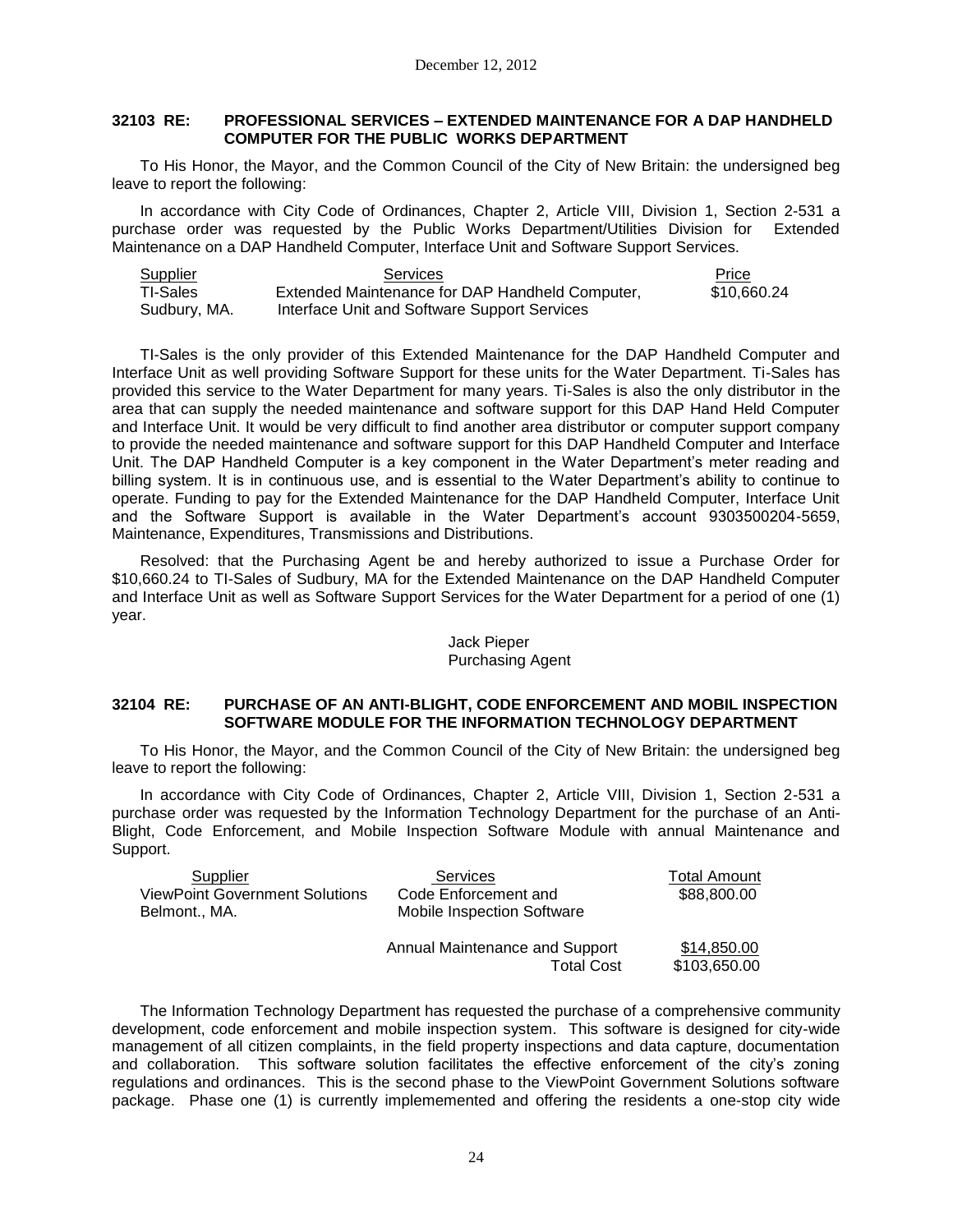December 12, 2012

**32103 RE: PROFESSIONAL SERVICES – EXTENDED MAINTENANCE FOR A DAP HANDHELD COMPUTER FOR THE PUBLIC WORKS DEPARTMENT**

To His Honor, the Mayor, and the Common Council of the City of New Britain: the undersigned beg leave to report the following:

In accordance with City Code of Ordinances, Chapter 2, Article VIII, Division 1, Section 2-531 a purchase order was requested by the Public Works Department/Utilities Division for Extended Maintenance on a DAP Handheld Computer, Interface Unit and Software Support Services.

| Supplier | Services | Price |
|---|---|---|
| TI-Sales<br>Sudbury, MA. | Extended Maintenance for DAP Handheld Computer, Interface Unit and Software Support Services | \$10,660.24 |

TI-Sales is the only provider of this Extended Maintenance for the DAP Handheld Computer and Interface Unit as well providing Software Support for these units for the Water Department. Ti-Sales has provided this service to the Water Department for many years. Ti-Sales is also the only distributor in the area that can supply the needed maintenance and software support for this DAP Hand Held Computer and Interface Unit. It would be very difficult to find another area distributor or computer support company to provide the needed maintenance and software support for this DAP Handheld Computer and Interface Unit. The DAP Handheld Computer is a key component in the Water Department's meter reading and billing system. It is in continuous use, and is essential to the Water Department's ability to continue to operate. Funding to pay for the Extended Maintenance for the DAP Handheld Computer, Interface Unit and the Software Support is available in the Water Department's account 9303500204-5659, Maintenance, Expenditures, Transmissions and Distributions.

Resolved: that the Purchasing Agent be and hereby authorized to issue a Purchase Order for \$10,660.24 to TI-Sales of Sudbury, MA for the Extended Maintenance on the DAP Handheld Computer and Interface Unit as well as Software Support Services for the Water Department for a period of one (1) year.

Jack Pieper
Purchasing Agent

**32104 RE: PURCHASE OF AN ANTI-BLIGHT, CODE ENFORCEMENT AND MOBIL INSPECTION SOFTWARE MODULE FOR THE INFORMATION TECHNOLOGY DEPARTMENT**

To His Honor, the Mayor, and the Common Council of the City of New Britain: the undersigned beg leave to report the following:

In accordance with City Code of Ordinances, Chapter 2, Article VIII, Division 1, Section 2-531 a purchase order was requested by the Information Technology Department for the purchase of an Anti-Blight, Code Enforcement, and Mobile Inspection Software Module with annual Maintenance and Support.

| Supplier | Services | Total Amount |
|---|---|---|
| ViewPoint Government Solutions<br>Belmont., MA. | Code Enforcement and Mobile Inspection Software | \$88,800.00 |
| | Annual Maintenance and Support | \$14,850.00 |
| | Total Cost | \$103,650.00 |

The Information Technology Department has requested the purchase of a comprehensive community development, code enforcement and mobile inspection system. This software is designed for city-wide management of all citizen complaints, in the field property inspections and data capture, documentation and collaboration. This software solution facilitates the effective enforcement of the city's zoning regulations and ordinances. This is the second phase to the ViewPoint Government Solutions software package. Phase one (1) is currently implemeamented and offering the residents a one-stop city wide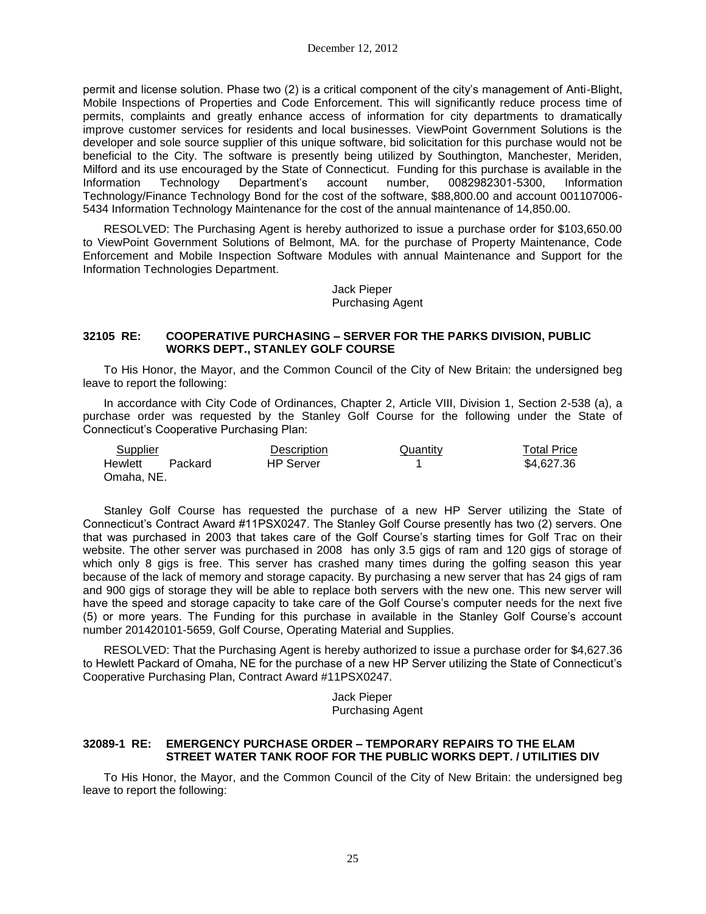permit and license solution. Phase two (2) is a critical component of the city's management of Anti-Blight, Mobile Inspections of Properties and Code Enforcement. This will significantly reduce process time of permits, complaints and greatly enhance access of information for city departments to dramatically improve customer services for residents and local businesses. ViewPoint Government Solutions is the developer and sole source supplier of this unique software, bid solicitation for this purchase would not be beneficial to the City. The software is presently being utilized by Southington, Manchester, Meriden, Milford and its use encouraged by the State of Connecticut. Funding for this purchase is available in the Information Technology Department's account number, 0082982301-5300, Information Technology/Finance Technology Bond for the cost of the software, $88,800.00 and account 001107006-5434 Information Technology Maintenance for the cost of the annual maintenance of 14,850.00.

RESOLVED: The Purchasing Agent is hereby authorized to issue a purchase order for $103,650.00 to ViewPoint Government Solutions of Belmont, MA. for the purchase of Property Maintenance, Code Enforcement and Mobile Inspection Software Modules with annual Maintenance and Support for the Information Technologies Department.

Jack Pieper
Purchasing Agent

**32105 RE: COOPERATIVE PURCHASING – SERVER FOR THE PARKS DIVISION, PUBLIC WORKS DEPT., STANLEY GOLF COURSE**

To His Honor, the Mayor, and the Common Council of the City of New Britain: the undersigned beg leave to report the following:

In accordance with City Code of Ordinances, Chapter 2, Article VIII, Division 1, Section 2-538 (a), a purchase order was requested by the Stanley Golf Course for the following under the State of Connecticut's Cooperative Purchasing Plan:

| Supplier | Description | Quantity | Total Price |
|---|---|---|---|
| Hewlett Packard Omaha, NE. | HP Server | 1 | $4,627.36 |

Stanley Golf Course has requested the purchase of a new HP Server utilizing the State of Connecticut's Contract Award #11PSX0247. The Stanley Golf Course presently has two (2) servers. One that was purchased in 2003 that takes care of the Golf Course's starting times for Golf Trac on their website. The other server was purchased in 2008 has only 3.5 gigs of ram and 120 gigs of storage of which only 8 gigs is free. This server has crashed many times during the golfing season this year because of the lack of memory and storage capacity. By purchasing a new server that has 24 gigs of ram and 900 gigs of storage they will be able to replace both servers with the new one. This new server will have the speed and storage capacity to take care of the Golf Course's computer needs for the next five (5) or more years. The Funding for this purchase in available in the Stanley Golf Course's account number 201420101-5659, Golf Course, Operating Material and Supplies.

RESOLVED: That the Purchasing Agent is hereby authorized to issue a purchase order for $4,627.36 to Hewlett Packard of Omaha, NE for the purchase of a new HP Server utilizing the State of Connecticut's Cooperative Purchasing Plan, Contract Award #11PSX0247.

Jack Pieper
Purchasing Agent

**32089-1 RE: EMERGENCY PURCHASE ORDER – TEMPORARY REPAIRS TO THE ELAM STREET WATER TANK ROOF FOR THE PUBLIC WORKS DEPT. / UTILITIES DIV**

To His Honor, the Mayor, and the Common Council of the City of New Britain: the undersigned beg leave to report the following: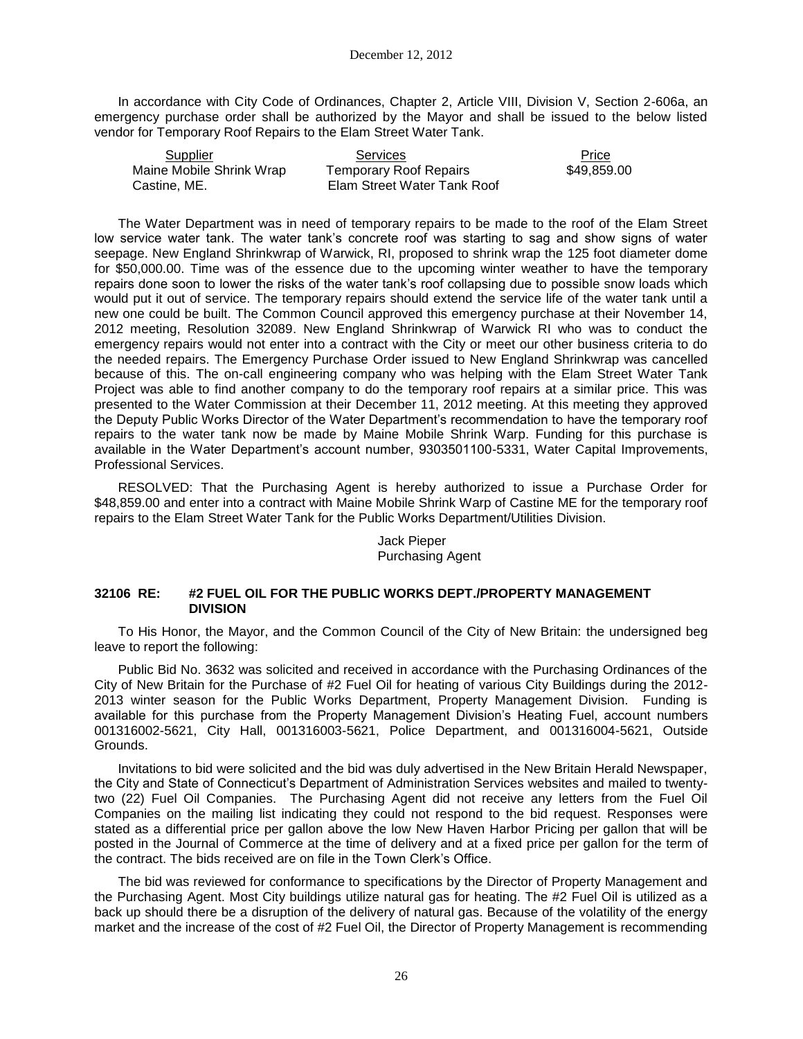In accordance with City Code of Ordinances, Chapter 2, Article VIII, Division V, Section 2-606a, an emergency purchase order shall be authorized by the Mayor and shall be issued to the below listed vendor for Temporary Roof Repairs to the Elam Street Water Tank.

| Supplier | Services | Price |
|---|---|---|
| Maine Mobile Shrink Wrap<br>Castine, ME. | Temporary Roof Repairs<br>Elam Street Water Tank Roof | $49,859.00 |

The Water Department was in need of temporary repairs to be made to the roof of the Elam Street low service water tank. The water tank's concrete roof was starting to sag and show signs of water seepage. New England Shrinkwrap of Warwick, RI, proposed to shrink wrap the 125 foot diameter dome for $50,000.00. Time was of the essence due to the upcoming winter weather to have the temporary repairs done soon to lower the risks of the water tank's roof collapsing due to possible snow loads which would put it out of service. The temporary repairs should extend the service life of the water tank until a new one could be built. The Common Council approved this emergency purchase at their November 14, 2012 meeting, Resolution 32089. New England Shrinkwrap of Warwick RI who was to conduct the emergency repairs would not enter into a contract with the City or meet our other business criteria to do the needed repairs. The Emergency Purchase Order issued to New England Shrinkwrap was cancelled because of this. The on-call engineering company who was helping with the Elam Street Water Tank Project was able to find another company to do the temporary roof repairs at a similar price. This was presented to the Water Commission at their December 11, 2012 meeting. At this meeting they approved the Deputy Public Works Director of the Water Department's recommendation to have the temporary roof repairs to the water tank now be made by Maine Mobile Shrink Warp. Funding for this purchase is available in the Water Department's account number, 9303501100-5331, Water Capital Improvements, Professional Services.

RESOLVED: That the Purchasing Agent is hereby authorized to issue a Purchase Order for $48,859.00 and enter into a contract with Maine Mobile Shrink Warp of Castine ME for the temporary roof repairs to the Elam Street Water Tank for the Public Works Department/Utilities Division.

Jack Pieper
Purchasing Agent

### 32106 RE: #2 FUEL OIL FOR THE PUBLIC WORKS DEPT./PROPERTY MANAGEMENT DIVISION

To His Honor, the Mayor, and the Common Council of the City of New Britain: the undersigned beg leave to report the following:

Public Bid No. 3632 was solicited and received in accordance with the Purchasing Ordinances of the City of New Britain for the Purchase of #2 Fuel Oil for heating of various City Buildings during the 2012-2013 winter season for the Public Works Department, Property Management Division. Funding is available for this purchase from the Property Management Division's Heating Fuel, account numbers 001316002-5621, City Hall, 001316003-5621, Police Department, and 001316004-5621, Outside Grounds.

Invitations to bid were solicited and the bid was duly advertised in the New Britain Herald Newspaper, the City and State of Connecticut's Department of Administration Services websites and mailed to twenty-two (22) Fuel Oil Companies. The Purchasing Agent did not receive any letters from the Fuel Oil Companies on the mailing list indicating they could not respond to the bid request. Responses were stated as a differential price per gallon above the low New Haven Harbor Pricing per gallon that will be posted in the Journal of Commerce at the time of delivery and at a fixed price per gallon for the term of the contract. The bids received are on file in the Town Clerk's Office.

The bid was reviewed for conformance to specifications by the Director of Property Management and the Purchasing Agent. Most City buildings utilize natural gas for heating. The #2 Fuel Oil is utilized as a back up should there be a disruption of the delivery of natural gas. Because of the volatility of the energy market and the increase of the cost of #2 Fuel Oil, the Director of Property Management is recommending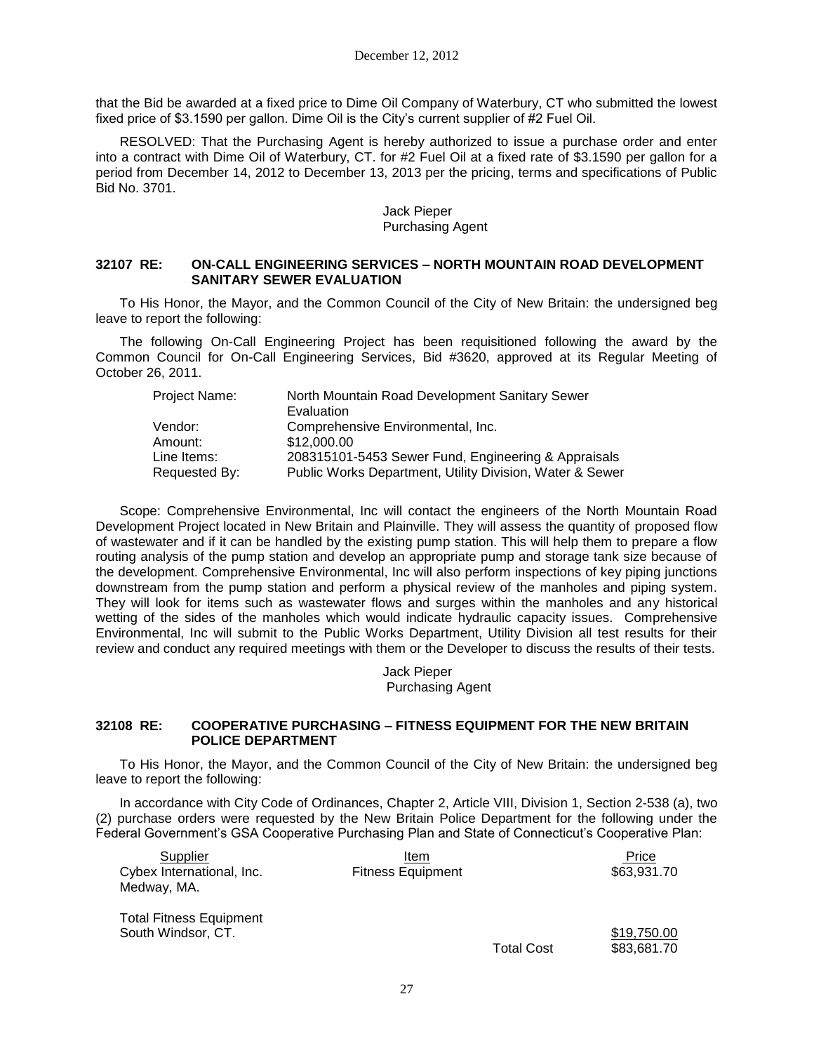that the Bid be awarded at a fixed price to Dime Oil Company of Waterbury, CT who submitted the lowest fixed price of $3.1590 per gallon. Dime Oil is the City's current supplier of #2 Fuel Oil.

RESOLVED: That the Purchasing Agent is hereby authorized to issue a purchase order and enter into a contract with Dime Oil of Waterbury, CT. for #2 Fuel Oil at a fixed rate of $3.1590 per gallon for a period from December 14, 2012 to December 13, 2013 per the pricing, terms and specifications of Public Bid No. 3701.

Jack Pieper
Purchasing Agent

**32107 RE: ON-CALL ENGINEERING SERVICES – NORTH MOUNTAIN ROAD DEVELOPMENT SANITARY SEWER EVALUATION**

To His Honor, the Mayor, and the Common Council of the City of New Britain: the undersigned beg leave to report the following:

The following On-Call Engineering Project has been requisitioned following the award by the Common Council for On-Call Engineering Services, Bid #3620, approved at its Regular Meeting of October 26, 2011.

| | |
|---|---|
| Project Name: | North Mountain Road Development Sanitary Sewer Evaluation |
| Vendor: | Comprehensive Environmental, Inc. |
| Amount: | $12,000.00 |
| Line Items: | 208315101-5453 Sewer Fund, Engineering & Appraisals |
| Requested By: | Public Works Department, Utility Division, Water & Sewer |

Scope: Comprehensive Environmental, Inc will contact the engineers of the North Mountain Road Development Project located in New Britain and Plainville. They will assess the quantity of proposed flow of wastewater and if it can be handled by the existing pump station. This will help them to prepare a flow routing analysis of the pump station and develop an appropriate pump and storage tank size because of the development. Comprehensive Environmental, Inc will also perform inspections of key piping junctions downstream from the pump station and perform a physical review of the manholes and piping system. They will look for items such as wastewater flows and surges within the manholes and any historical wetting of the sides of the manholes which would indicate hydraulic capacity issues. Comprehensive Environmental, Inc will submit to the Public Works Department, Utility Division all test results for their review and conduct any required meetings with them or the Developer to discuss the results of their tests.

Jack Pieper
Purchasing Agent

**32108 RE: COOPERATIVE PURCHASING – FITNESS EQUIPMENT FOR THE NEW BRITAIN POLICE DEPARTMENT**

To His Honor, the Mayor, and the Common Council of the City of New Britain: the undersigned beg leave to report the following:

In accordance with City Code of Ordinances, Chapter 2, Article VIII, Division 1, Section 2-538 (a), two (2) purchase orders were requested by the New Britain Police Department for the following under the Federal Government's GSA Cooperative Purchasing Plan and State of Connecticut's Cooperative Plan:

| Supplier | Item | | Price |
|---|---|---|---|
| Cybex International, Inc. Medway, MA. | Fitness Equipment | | $63,931.70 |
| Total Fitness Equipment South Windsor, CT. | | | $19,750.00 |
| | | Total Cost | $83,681.70 |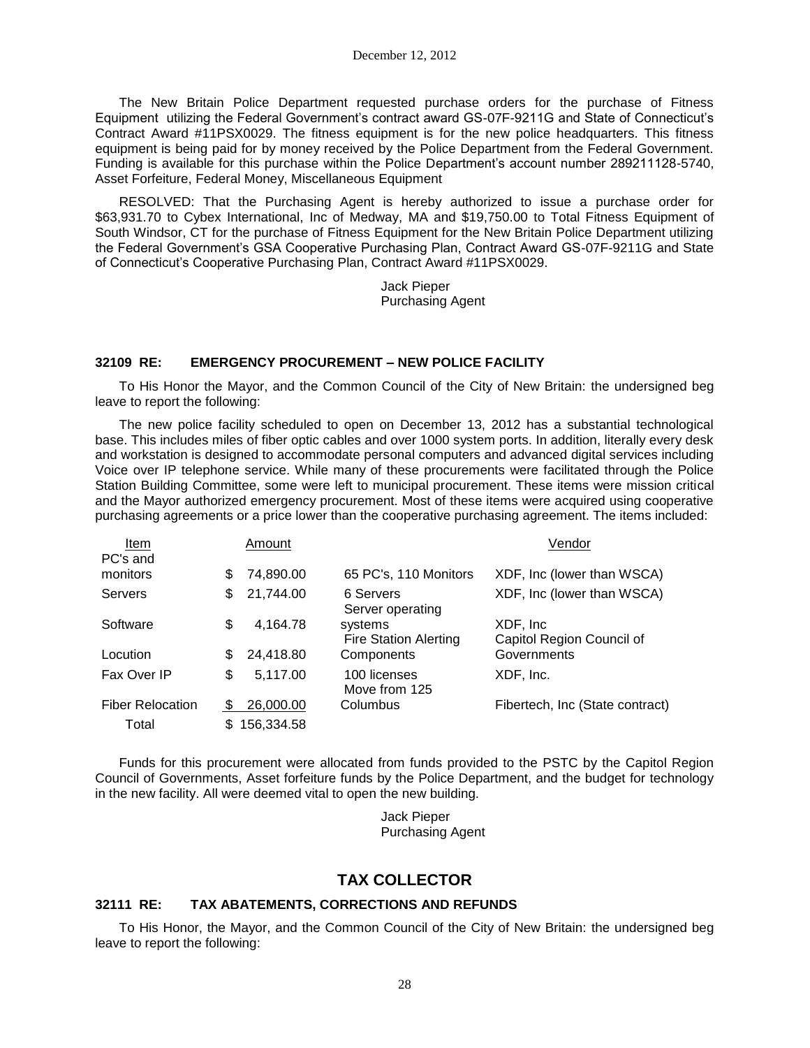The New Britain Police Department requested purchase orders for the purchase of Fitness Equipment utilizing the Federal Government's contract award GS-07F-9211G and State of Connecticut's Contract Award #11PSX0029. The fitness equipment is for the new police headquarters. This fitness equipment is being paid for by money received by the Police Department from the Federal Government. Funding is available for this purchase within the Police Department's account number 289211128-5740, Asset Forfeiture, Federal Money, Miscellaneous Equipment

RESOLVED: That the Purchasing Agent is hereby authorized to issue a purchase order for $63,931.70 to Cybex International, Inc of Medway, MA and $19,750.00 to Total Fitness Equipment of South Windsor, CT for the purchase of Fitness Equipment for the New Britain Police Department utilizing the Federal Government's GSA Cooperative Purchasing Plan, Contract Award GS-07F-9211G and State of Connecticut's Cooperative Purchasing Plan, Contract Award #11PSX0029.

Jack Pieper
Purchasing Agent

### 32109 RE: EMERGENCY PROCUREMENT – NEW POLICE FACILITY

To His Honor the Mayor, and the Common Council of the City of New Britain: the undersigned beg leave to report the following:

The new police facility scheduled to open on December 13, 2012 has a substantial technological base. This includes miles of fiber optic cables and over 1000 system ports. In addition, literally every desk and workstation is designed to accommodate personal computers and advanced digital services including Voice over IP telephone service. While many of these procurements were facilitated through the Police Station Building Committee, some were left to municipal procurement. These items were mission critical and the Mayor authorized emergency procurement. Most of these items were acquired using cooperative purchasing agreements or a price lower than the cooperative purchasing agreement. The items included:

| Item | Amount | | Vendor |
|---|---|---|---|
| PC's and monitors | $ 74,890.00 | 65 PC's, 110 Monitors | XDF, Inc (lower than WSCA) |
| Servers | $ 21,744.00 | 6 Servers | XDF, Inc (lower than WSCA) |
| Software | $ 4,164.78 | Server operating systems | XDF, Inc |
| Locution | $ 24,418.80 | Fire Station Alerting Components | Capitol Region Council of Governments |
| Fax Over IP | $ 5,117.00 | 100 licenses | XDF, Inc. |
| Fiber Relocation | $ 26,000.00 | Move from 125 Columbus | Fibertech, Inc (State contract) |
| Total | $ 156,334.58 | | |

Funds for this procurement were allocated from funds provided to the PSTC by the Capitol Region Council of Governments, Asset forfeiture funds by the Police Department, and the budget for technology in the new facility. All were deemed vital to open the new building.

Jack Pieper
Purchasing Agent

## TAX COLLECTOR

### 32111 RE: TAX ABATEMENTS, CORRECTIONS AND REFUNDS

To His Honor, the Mayor, and the Common Council of the City of New Britain: the undersigned beg leave to report the following: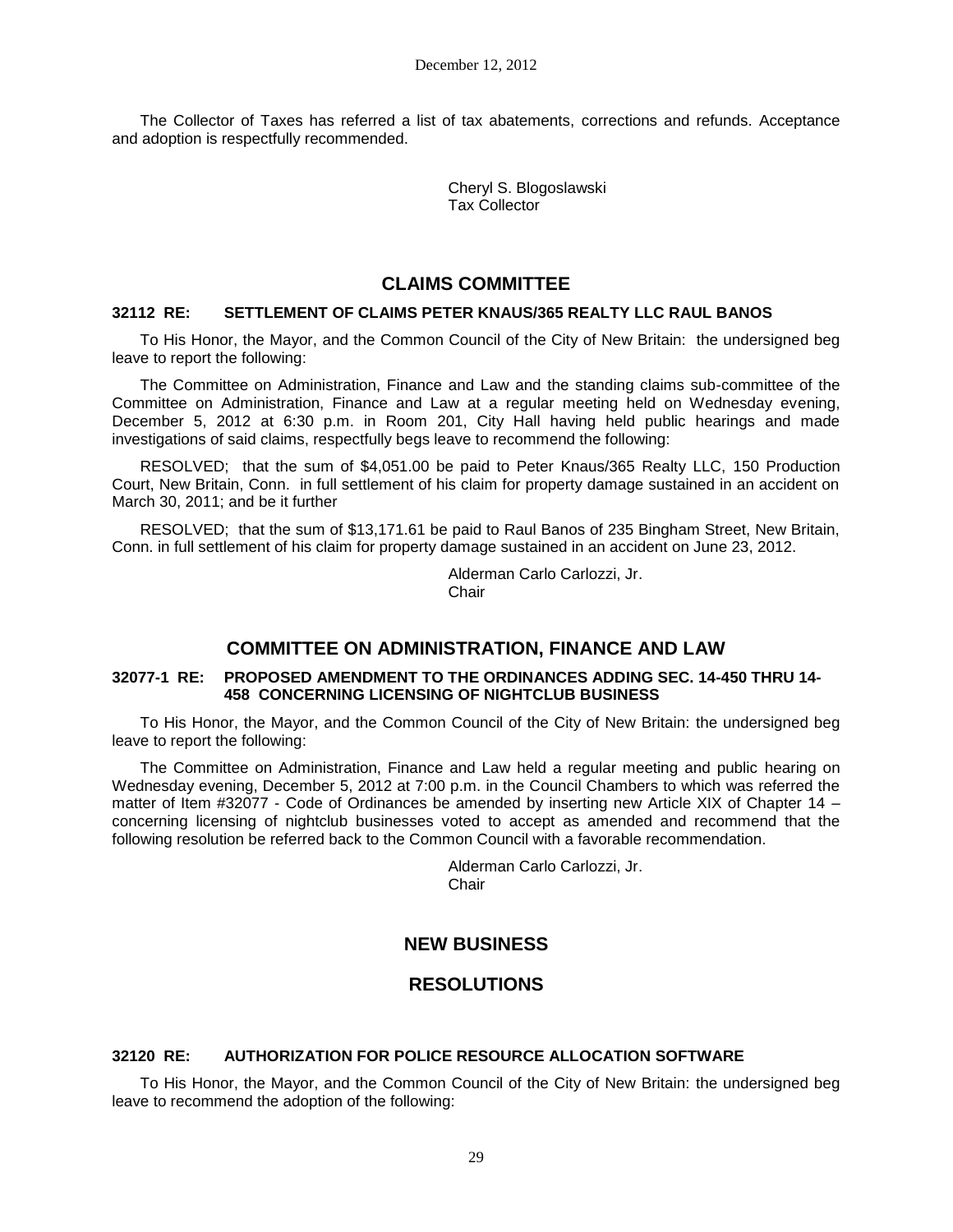The Collector of Taxes has referred a list of tax abatements, corrections and refunds. Acceptance and adoption is respectfully recommended.

Cheryl S. Blogoslawski
Tax Collector

## CLAIMS COMMITTEE

**32112 RE: SETTLEMENT OF CLAIMS PETER KNAUS/365 REALTY LLC RAUL BANOS**

To His Honor, the Mayor, and the Common Council of the City of New Britain: the undersigned beg leave to report the following:

The Committee on Administration, Finance and Law and the standing claims sub-committee of the Committee on Administration, Finance and Law at a regular meeting held on Wednesday evening, December 5, 2012 at 6:30 p.m. in Room 201, City Hall having held public hearings and made investigations of said claims, respectfully begs leave to recommend the following:

RESOLVED; that the sum of $4,051.00 be paid to Peter Knaus/365 Realty LLC, 150 Production Court, New Britain, Conn. in full settlement of his claim for property damage sustained in an accident on March 30, 2011; and be it further

RESOLVED; that the sum of $13,171.61 be paid to Raul Banos of 235 Bingham Street, New Britain, Conn. in full settlement of his claim for property damage sustained in an accident on June 23, 2012.

Alderman Carlo Carlozzi, Jr.
Chair

## COMMITTEE ON ADMINISTRATION, FINANCE AND LAW

**32077-1 RE: PROPOSED AMENDMENT TO THE ORDINANCES ADDING SEC. 14-450 THRU 14-458 CONCERNING LICENSING OF NIGHTCLUB BUSINESS**

To His Honor, the Mayor, and the Common Council of the City of New Britain: the undersigned beg leave to report the following:

The Committee on Administration, Finance and Law held a regular meeting and public hearing on Wednesday evening, December 5, 2012 at 7:00 p.m. in the Council Chambers to which was referred the matter of Item #32077 - Code of Ordinances be amended by inserting new Article XIX of Chapter 14 – concerning licensing of nightclub businesses voted to accept as amended and recommend that the following resolution be referred back to the Common Council with a favorable recommendation.

Alderman Carlo Carlozzi, Jr.
Chair

## NEW BUSINESS

## RESOLUTIONS

**32120 RE: AUTHORIZATION FOR POLICE RESOURCE ALLOCATION SOFTWARE**

To His Honor, the Mayor, and the Common Council of the City of New Britain: the undersigned beg leave to recommend the adoption of the following: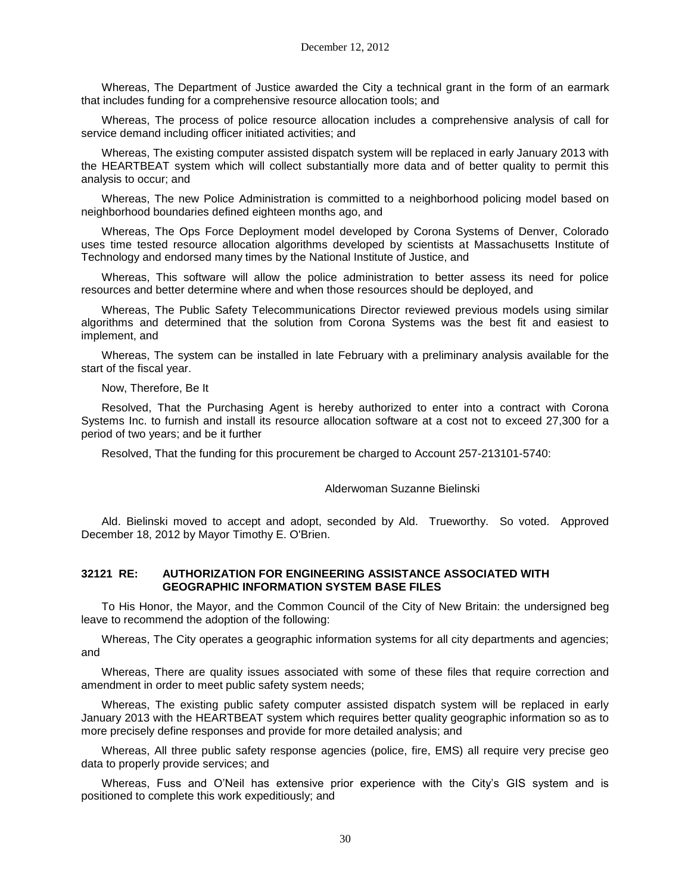Whereas, The Department of Justice awarded the City a technical grant in the form of an earmark that includes funding for a comprehensive resource allocation tools; and

Whereas, The process of police resource allocation includes a comprehensive analysis of call for service demand including officer initiated activities; and

Whereas, The existing computer assisted dispatch system will be replaced in early January 2013 with the HEARTBEAT system which will collect substantially more data and of better quality to permit this analysis to occur; and

Whereas, The new Police Administration is committed to a neighborhood policing model based on neighborhood boundaries defined eighteen months ago, and

Whereas, The Ops Force Deployment model developed by Corona Systems of Denver, Colorado uses time tested resource allocation algorithms developed by scientists at Massachusetts Institute of Technology and endorsed many times by the National Institute of Justice, and

Whereas, This software will allow the police administration to better assess its need for police resources and better determine where and when those resources should be deployed, and

Whereas, The Public Safety Telecommunications Director reviewed previous models using similar algorithms and determined that the solution from Corona Systems was the best fit and easiest to implement, and

Whereas, The system can be installed in late February with a preliminary analysis available for the start of the fiscal year.

Now, Therefore, Be It

Resolved, That the Purchasing Agent is hereby authorized to enter into a contract with Corona Systems Inc. to furnish and install its resource allocation software at a cost not to exceed 27,300 for a period of two years; and be it further

Resolved, That the funding for this procurement be charged to Account 257-213101-5740:

Alderwoman Suzanne Bielinski

Ald. Bielinski moved to accept and adopt, seconded by Ald. Trueworthy. So voted. Approved December 18, 2012 by Mayor Timothy E. O'Brien.

### 32121 RE: AUTHORIZATION FOR ENGINEERING ASSISTANCE ASSOCIATED WITH GEOGRAPHIC INFORMATION SYSTEM BASE FILES

To His Honor, the Mayor, and the Common Council of the City of New Britain: the undersigned beg leave to recommend the adoption of the following:

Whereas, The City operates a geographic information systems for all city departments and agencies; and

Whereas, There are quality issues associated with some of these files that require correction and amendment in order to meet public safety system needs;

Whereas, The existing public safety computer assisted dispatch system will be replaced in early January 2013 with the HEARTBEAT system which requires better quality geographic information so as to more precisely define responses and provide for more detailed analysis; and

Whereas, All three public safety response agencies (police, fire, EMS) all require very precise geo data to properly provide services; and

Whereas, Fuss and O'Neil has extensive prior experience with the City's GIS system and is positioned to complete this work expeditiously; and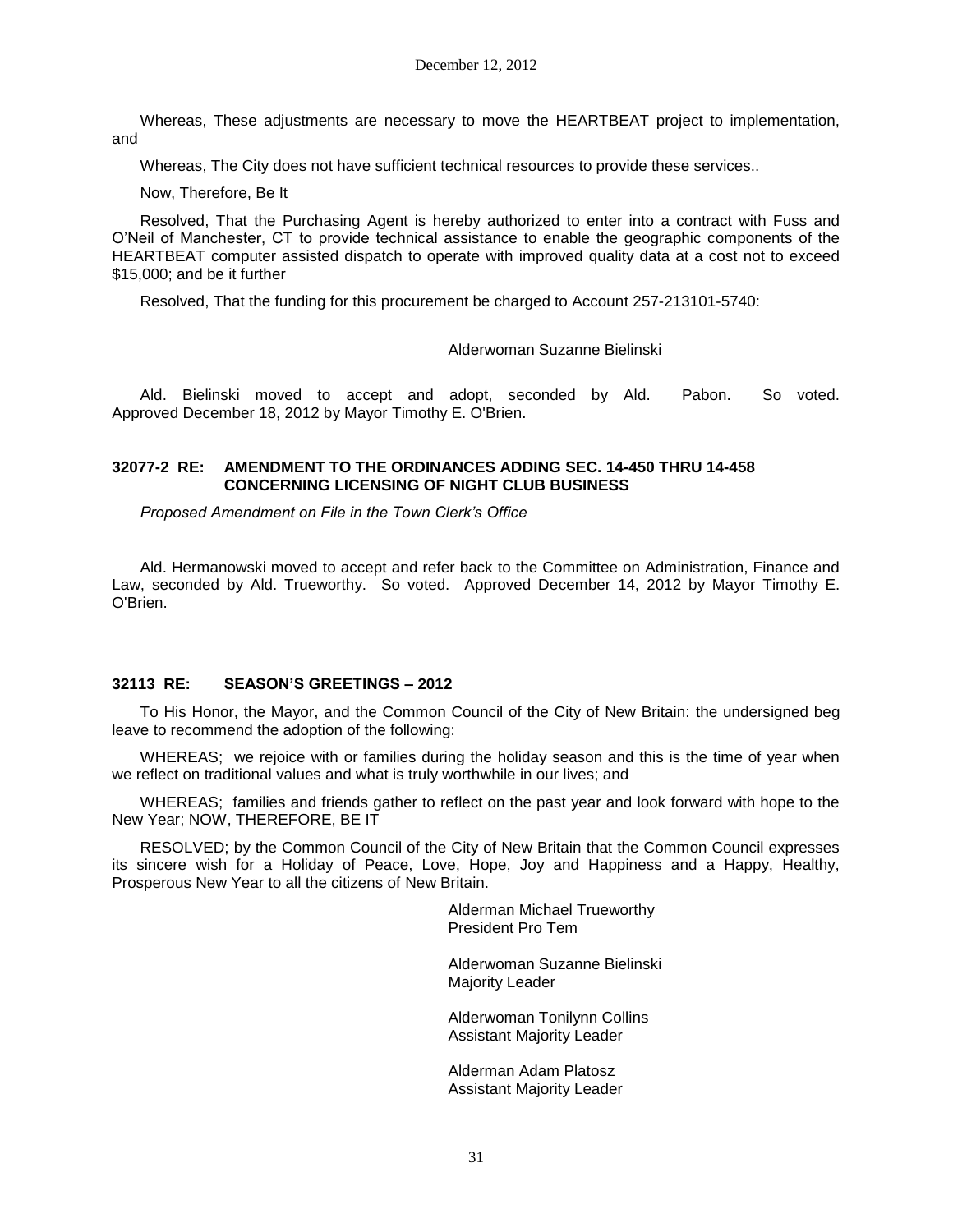Whereas, These adjustments are necessary to move the HEARTBEAT project to implementation, and

Whereas, The City does not have sufficient technical resources to provide these services..

Now, Therefore, Be It

Resolved, That the Purchasing Agent is hereby authorized to enter into a contract with Fuss and O'Neil of Manchester, CT to provide technical assistance to enable the geographic components of the HEARTBEAT computer assisted dispatch to operate with improved quality data at a cost not to exceed $15,000; and be it further

Resolved, That the funding for this procurement be charged to Account 257-213101-5740:

Alderwoman Suzanne Bielinski

Ald. Bielinski moved to accept and adopt, seconded by Ald. Pabon. So voted. Approved December 18, 2012 by Mayor Timothy E. O'Brien.

### 32077-2 RE: AMENDMENT TO THE ORDINANCES ADDING SEC. 14-450 THRU 14-458 CONCERNING LICENSING OF NIGHT CLUB BUSINESS

*Proposed Amendment on File in the Town Clerk's Office*

Ald. Hermanowski moved to accept and refer back to the Committee on Administration, Finance and Law, seconded by Ald. Trueworthy. So voted. Approved December 14, 2012 by Mayor Timothy E. O'Brien.

### 32113 RE: SEASON'S GREETINGS – 2012

To His Honor, the Mayor, and the Common Council of the City of New Britain: the undersigned beg leave to recommend the adoption of the following:

WHEREAS; we rejoice with or families during the holiday season and this is the time of year when we reflect on traditional values and what is truly worthwhile in our lives; and

WHEREAS; families and friends gather to reflect on the past year and look forward with hope to the New Year; NOW, THEREFORE, BE IT

RESOLVED; by the Common Council of the City of New Britain that the Common Council expresses its sincere wish for a Holiday of Peace, Love, Hope, Joy and Happiness and a Happy, Healthy, Prosperous New Year to all the citizens of New Britain.

Alderman Michael Trueworthy
President Pro Tem

Alderwoman Suzanne Bielinski
Majority Leader

Alderwoman Tonilynn Collins
Assistant Majority Leader

Alderman Adam Platosz
Assistant Majority Leader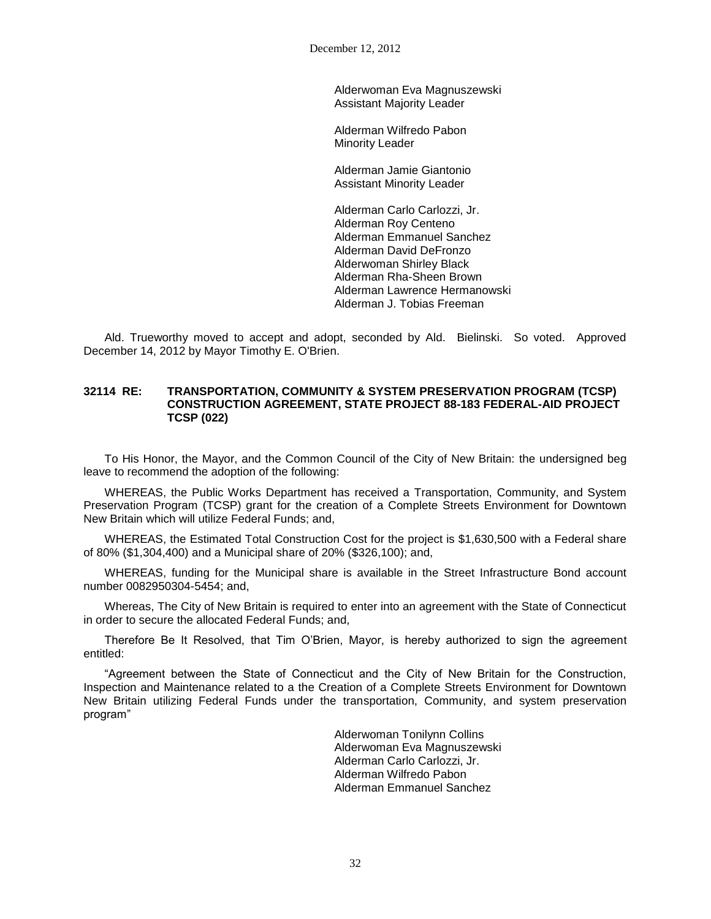Alderwoman Eva Magnuszewski
Assistant Majority Leader

Alderman Wilfredo Pabon
Minority Leader

Alderman Jamie Giantonio
Assistant Minority Leader

Alderman Carlo Carlozzi, Jr.
Alderman Roy Centeno
Alderman Emmanuel Sanchez
Alderman David DeFronzo
Alderwoman Shirley Black
Alderman Rha-Sheen Brown
Alderman Lawrence Hermanowski
Alderman J. Tobias Freeman

Ald. Trueworthy moved to accept and adopt, seconded by Ald. Bielinski. So voted. Approved December 14, 2012 by Mayor Timothy E. O'Brien.

**32114 RE: TRANSPORTATION, COMMUNITY & SYSTEM PRESERVATION PROGRAM (TCSP) CONSTRUCTION AGREEMENT, STATE PROJECT 88-183 FEDERAL-AID PROJECT TCSP (022)**

To His Honor, the Mayor, and the Common Council of the City of New Britain: the undersigned beg leave to recommend the adoption of the following:

WHEREAS, the Public Works Department has received a Transportation, Community, and System Preservation Program (TCSP) grant for the creation of a Complete Streets Environment for Downtown New Britain which will utilize Federal Funds; and,

WHEREAS, the Estimated Total Construction Cost for the project is $1,630,500 with a Federal share of 80% ($1,304,400) and a Municipal share of 20% ($326,100); and,

WHEREAS, funding for the Municipal share is available in the Street Infrastructure Bond account number 0082950304-5454; and,

Whereas, The City of New Britain is required to enter into an agreement with the State of Connecticut in order to secure the allocated Federal Funds; and,

Therefore Be It Resolved, that Tim O'Brien, Mayor, is hereby authorized to sign the agreement entitled:

"Agreement between the State of Connecticut and the City of New Britain for the Construction, Inspection and Maintenance related to a the Creation of a Complete Streets Environment for Downtown New Britain utilizing Federal Funds under the transportation, Community, and system preservation program"

Alderwoman Tonilynn Collins
Alderwoman Eva Magnuszewski
Alderman Carlo Carlozzi, Jr.
Alderman Wilfredo Pabon
Alderman Emmanuel Sanchez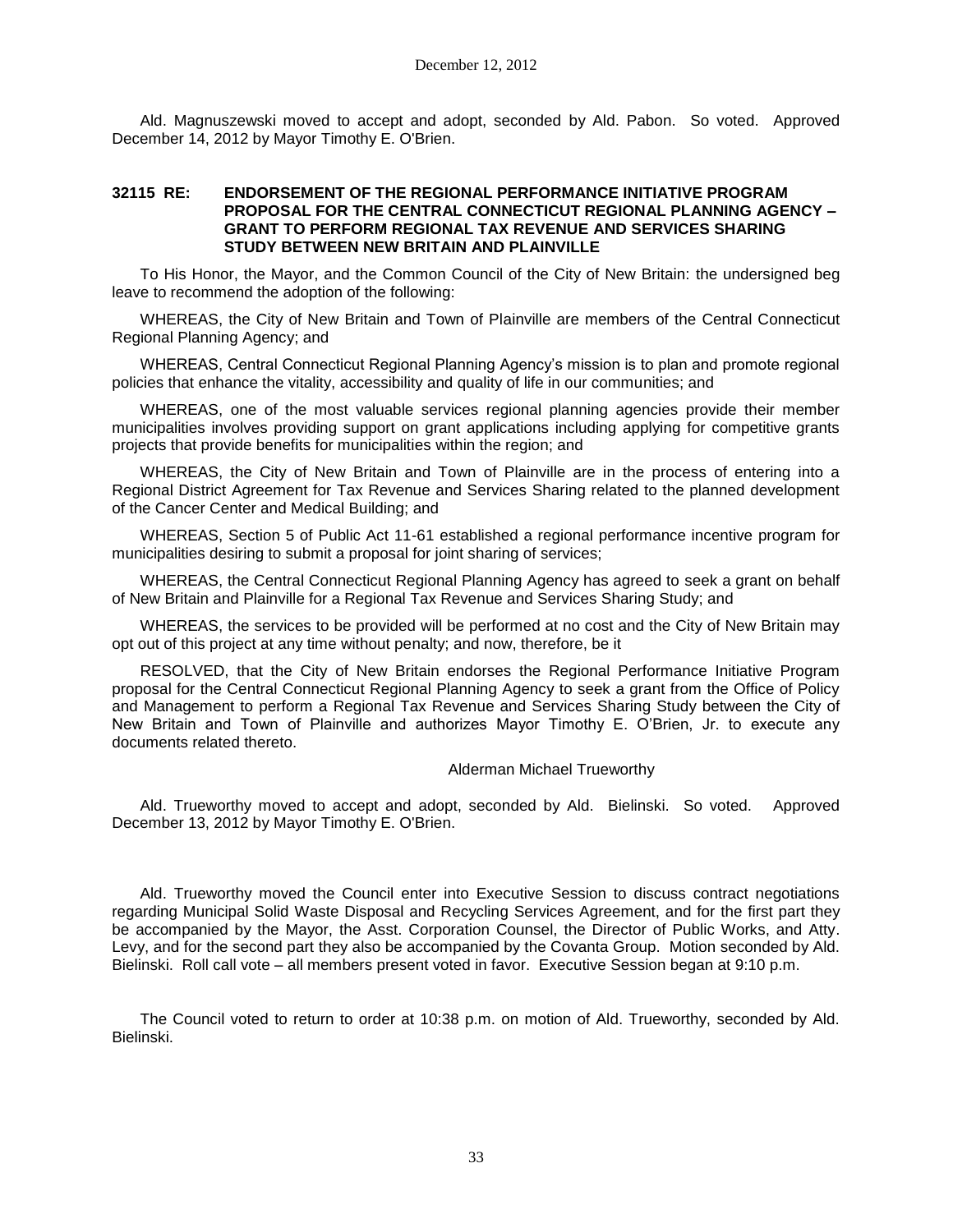Ald. Magnuszewski moved to accept and adopt, seconded by Ald. Pabon. So voted. Approved December 14, 2012 by Mayor Timothy E. O'Brien.

**32115 RE: ENDORSEMENT OF THE REGIONAL PERFORMANCE INITIATIVE PROGRAM PROPOSAL FOR THE CENTRAL CONNECTICUT REGIONAL PLANNING AGENCY – GRANT TO PERFORM REGIONAL TAX REVENUE AND SERVICES SHARING STUDY BETWEEN NEW BRITAIN AND PLAINVILLE**

To His Honor, the Mayor, and the Common Council of the City of New Britain: the undersigned beg leave to recommend the adoption of the following:

WHEREAS, the City of New Britain and Town of Plainville are members of the Central Connecticut Regional Planning Agency; and

WHEREAS, Central Connecticut Regional Planning Agency's mission is to plan and promote regional policies that enhance the vitality, accessibility and quality of life in our communities; and

WHEREAS, one of the most valuable services regional planning agencies provide their member municipalities involves providing support on grant applications including applying for competitive grants projects that provide benefits for municipalities within the region; and

WHEREAS, the City of New Britain and Town of Plainville are in the process of entering into a Regional District Agreement for Tax Revenue and Services Sharing related to the planned development of the Cancer Center and Medical Building; and

WHEREAS, Section 5 of Public Act 11-61 established a regional performance incentive program for municipalities desiring to submit a proposal for joint sharing of services;

WHEREAS, the Central Connecticut Regional Planning Agency has agreed to seek a grant on behalf of New Britain and Plainville for a Regional Tax Revenue and Services Sharing Study; and

WHEREAS, the services to be provided will be performed at no cost and the City of New Britain may opt out of this project at any time without penalty; and now, therefore, be it

RESOLVED, that the City of New Britain endorses the Regional Performance Initiative Program proposal for the Central Connecticut Regional Planning Agency to seek a grant from the Office of Policy and Management to perform a Regional Tax Revenue and Services Sharing Study between the City of New Britain and Town of Plainville and authorizes Mayor Timothy E. O'Brien, Jr. to execute any documents related thereto.

Alderman Michael Trueworthy

Ald. Trueworthy moved to accept and adopt, seconded by Ald. Bielinski. So voted. Approved December 13, 2012 by Mayor Timothy E. O'Brien.

Ald. Trueworthy moved the Council enter into Executive Session to discuss contract negotiations regarding Municipal Solid Waste Disposal and Recycling Services Agreement, and for the first part they be accompanied by the Mayor, the Asst. Corporation Counsel, the Director of Public Works, and Atty. Levy, and for the second part they also be accompanied by the Covanta Group. Motion seconded by Ald. Bielinski. Roll call vote – all members present voted in favor. Executive Session began at 9:10 p.m.

The Council voted to return to order at 10:38 p.m. on motion of Ald. Trueworthy, seconded by Ald. Bielinski.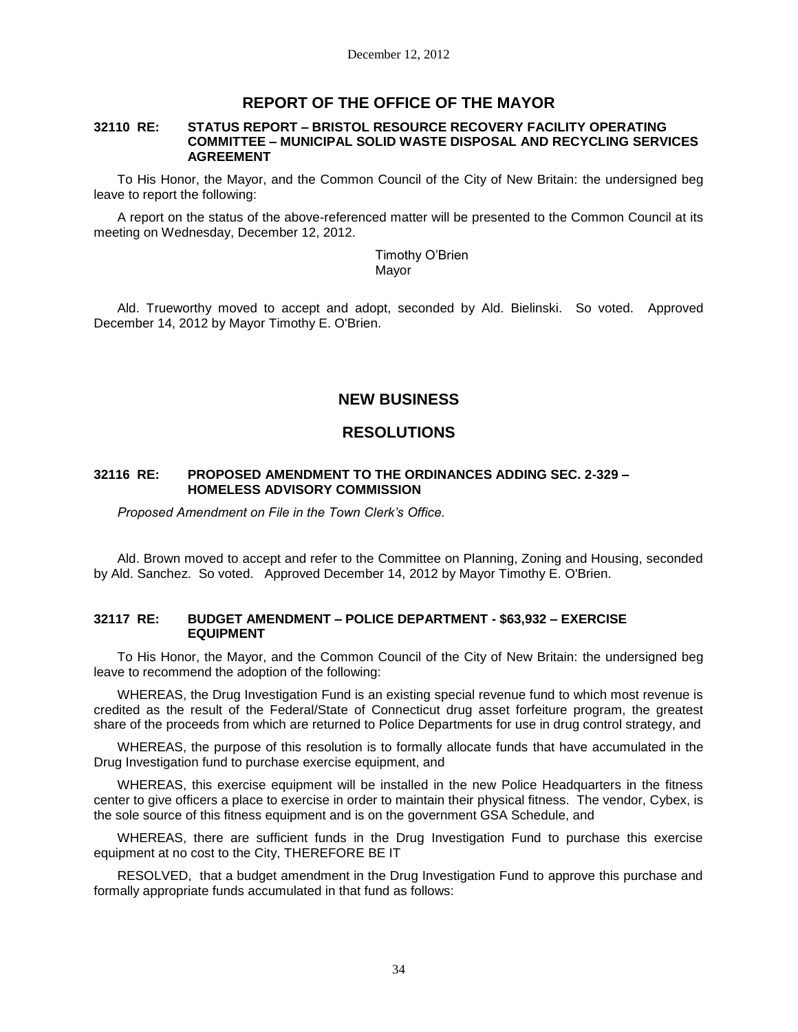## REPORT OF THE OFFICE OF THE MAYOR

**32110 RE: STATUS REPORT – BRISTOL RESOURCE RECOVERY FACILITY OPERATING COMMITTEE – MUNICIPAL SOLID WASTE DISPOSAL AND RECYCLING SERVICES AGREEMENT**

To His Honor, the Mayor, and the Common Council of the City of New Britain: the undersigned beg leave to report the following:

A report on the status of the above-referenced matter will be presented to the Common Council at its meeting on Wednesday, December 12, 2012.

Timothy O'Brien
Mayor

Ald. Trueworthy moved to accept and adopt, seconded by Ald. Bielinski. So voted. Approved December 14, 2012 by Mayor Timothy E. O'Brien.

## NEW BUSINESS

## RESOLUTIONS

**32116 RE: PROPOSED AMENDMENT TO THE ORDINANCES ADDING SEC. 2-329 – HOMELESS ADVISORY COMMISSION**

*Proposed Amendment on File in the Town Clerk's Office.*

Ald. Brown moved to accept and refer to the Committee on Planning, Zoning and Housing, seconded by Ald. Sanchez. So voted. Approved December 14, 2012 by Mayor Timothy E. O'Brien.

**32117 RE: BUDGET AMENDMENT – POLICE DEPARTMENT - $63,932 – EXERCISE EQUIPMENT**

To His Honor, the Mayor, and the Common Council of the City of New Britain: the undersigned beg leave to recommend the adoption of the following:

WHEREAS, the Drug Investigation Fund is an existing special revenue fund to which most revenue is credited as the result of the Federal/State of Connecticut drug asset forfeiture program, the greatest share of the proceeds from which are returned to Police Departments for use in drug control strategy, and

WHEREAS, the purpose of this resolution is to formally allocate funds that have accumulated in the Drug Investigation fund to purchase exercise equipment, and

WHEREAS, this exercise equipment will be installed in the new Police Headquarters in the fitness center to give officers a place to exercise in order to maintain their physical fitness. The vendor, Cybex, is the sole source of this fitness equipment and is on the government GSA Schedule, and

WHEREAS, there are sufficient funds in the Drug Investigation Fund to purchase this exercise equipment at no cost to the City, THEREFORE BE IT

RESOLVED, that a budget amendment in the Drug Investigation Fund to approve this purchase and formally appropriate funds accumulated in that fund as follows: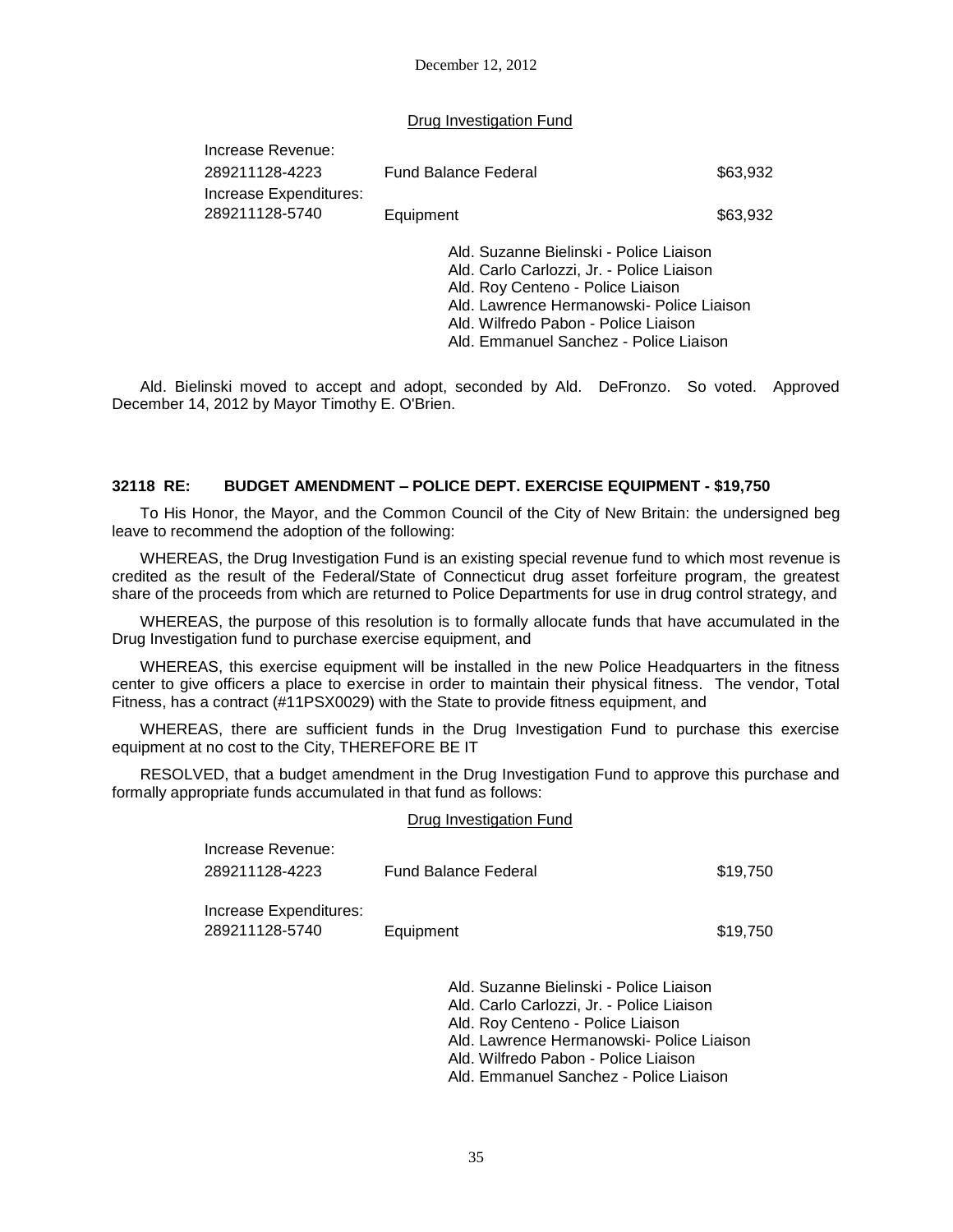December 12, 2012

Drug Investigation Fund

| | | |
|---|---|---|
| Increase Revenue: | | |
| 289211128-4223 | Fund Balance Federal | $63,932 |
| Increase Expenditures: | | |
| 289211128-5740 | Equipment | $63,932 |

Ald. Suzanne Bielinski - Police Liaison
Ald. Carlo Carlozzi, Jr. - Police Liaison
Ald. Roy Centeno - Police Liaison
Ald. Lawrence Hermanowski- Police Liaison
Ald. Wilfredo Pabon - Police Liaison
Ald. Emmanuel Sanchez - Police Liaison

Ald. Bielinski moved to accept and adopt, seconded by Ald. DeFronzo. So voted. Approved December 14, 2012 by Mayor Timothy E. O'Brien.

**32118 RE: BUDGET AMENDMENT – POLICE DEPT. EXERCISE EQUIPMENT - $19,750**

To His Honor, the Mayor, and the Common Council of the City of New Britain: the undersigned beg leave to recommend the adoption of the following:

WHEREAS, the Drug Investigation Fund is an existing special revenue fund to which most revenue is credited as the result of the Federal/State of Connecticut drug asset forfeiture program, the greatest share of the proceeds from which are returned to Police Departments for use in drug control strategy, and

WHEREAS, the purpose of this resolution is to formally allocate funds that have accumulated in the Drug Investigation fund to purchase exercise equipment, and

WHEREAS, this exercise equipment will be installed in the new Police Headquarters in the fitness center to give officers a place to exercise in order to maintain their physical fitness. The vendor, Total Fitness, has a contract (#11PSX0029) with the State to provide fitness equipment, and

WHEREAS, there are sufficient funds in the Drug Investigation Fund to purchase this exercise equipment at no cost to the City, THEREFORE BE IT

RESOLVED, that a budget amendment in the Drug Investigation Fund to approve this purchase and formally appropriate funds accumulated in that fund as follows:

Drug Investigation Fund

| | | |
|---|---|---|
| Increase Revenue: | | |
| 289211128-4223 | Fund Balance Federal | $19,750 |
| Increase Expenditures: | | |
| 289211128-5740 | Equipment | $19,750 |

Ald. Suzanne Bielinski - Police Liaison
Ald. Carlo Carlozzi, Jr. - Police Liaison
Ald. Roy Centeno - Police Liaison
Ald. Lawrence Hermanowski- Police Liaison
Ald. Wilfredo Pabon - Police Liaison
Ald. Emmanuel Sanchez - Police Liaison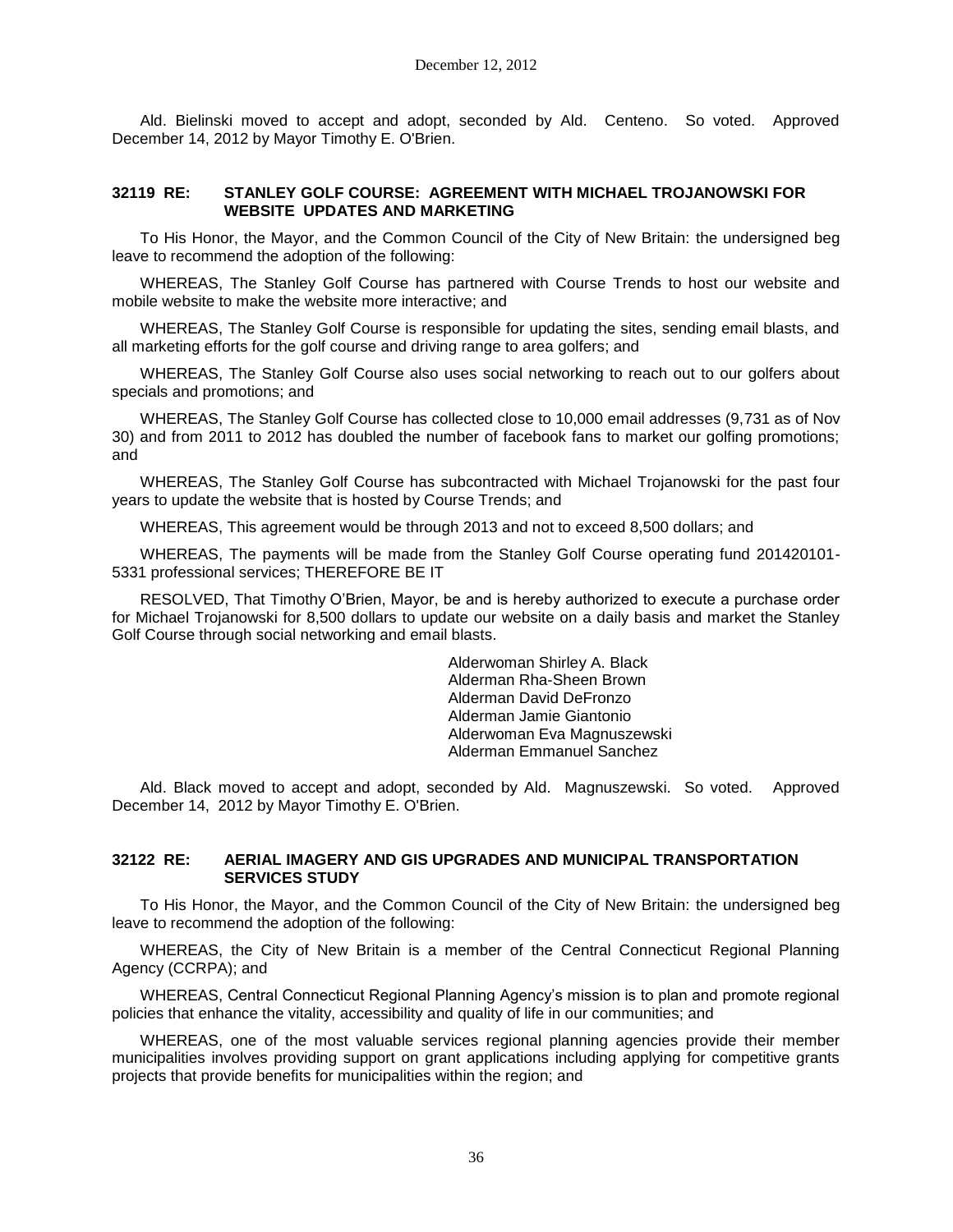Ald. Bielinski moved to accept and adopt, seconded by Ald. Centeno. So voted. Approved December 14, 2012 by Mayor Timothy E. O'Brien.

### 32119 RE: STANLEY GOLF COURSE: AGREEMENT WITH MICHAEL TROJANOWSKI FOR WEBSITE UPDATES AND MARKETING

To His Honor, the Mayor, and the Common Council of the City of New Britain: the undersigned beg leave to recommend the adoption of the following:

WHEREAS, The Stanley Golf Course has partnered with Course Trends to host our website and mobile website to make the website more interactive; and

WHEREAS, The Stanley Golf Course is responsible for updating the sites, sending email blasts, and all marketing efforts for the golf course and driving range to area golfers; and

WHEREAS, The Stanley Golf Course also uses social networking to reach out to our golfers about specials and promotions; and

WHEREAS, The Stanley Golf Course has collected close to 10,000 email addresses (9,731 as of Nov 30) and from 2011 to 2012 has doubled the number of facebook fans to market our golfing promotions; and

WHEREAS, The Stanley Golf Course has subcontracted with Michael Trojanowski for the past four years to update the website that is hosted by Course Trends; and

WHEREAS, This agreement would be through 2013 and not to exceed 8,500 dollars; and

WHEREAS, The payments will be made from the Stanley Golf Course operating fund 201420101-5331 professional services; THEREFORE BE IT

RESOLVED, That Timothy O'Brien, Mayor, be and is hereby authorized to execute a purchase order for Michael Trojanowski for 8,500 dollars to update our website on a daily basis and market the Stanley Golf Course through social networking and email blasts.

Alderwoman Shirley A. Black
Alderman Rha-Sheen Brown
Alderman David DeFronzo
Alderman Jamie Giantonio
Alderwoman Eva Magnuszewski
Alderman Emmanuel Sanchez

Ald. Black moved to accept and adopt, seconded by Ald. Magnuszewski. So voted. Approved December 14, 2012 by Mayor Timothy E. O'Brien.

### 32122 RE: AERIAL IMAGERY AND GIS UPGRADES AND MUNICIPAL TRANSPORTATION SERVICES STUDY

To His Honor, the Mayor, and the Common Council of the City of New Britain: the undersigned beg leave to recommend the adoption of the following:

WHEREAS, the City of New Britain is a member of the Central Connecticut Regional Planning Agency (CCRPA); and

WHEREAS, Central Connecticut Regional Planning Agency's mission is to plan and promote regional policies that enhance the vitality, accessibility and quality of life in our communities; and

WHEREAS, one of the most valuable services regional planning agencies provide their member municipalities involves providing support on grant applications including applying for competitive grants projects that provide benefits for municipalities within the region; and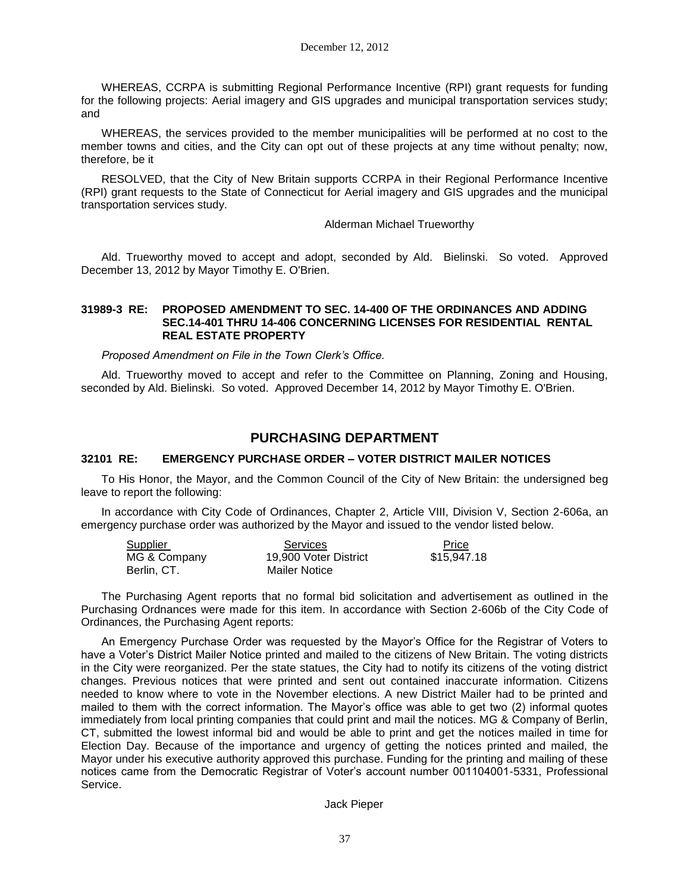WHEREAS, CCRPA is submitting Regional Performance Incentive (RPI) grant requests for funding for the following projects: Aerial imagery and GIS upgrades and municipal transportation services study; and

WHEREAS, the services provided to the member municipalities will be performed at no cost to the member towns and cities, and the City can opt out of these projects at any time without penalty; now, therefore, be it

RESOLVED, that the City of New Britain supports CCRPA in their Regional Performance Incentive (RPI) grant requests to the State of Connecticut for Aerial imagery and GIS upgrades and the municipal transportation services study.

Alderman Michael Trueworthy

Ald. Trueworthy moved to accept and adopt, seconded by Ald. Bielinski. So voted. Approved December 13, 2012 by Mayor Timothy E. O'Brien.

### 31989-3 RE: PROPOSED AMENDMENT TO SEC. 14-400 OF THE ORDINANCES AND ADDING SEC.14-401 THRU 14-406 CONCERNING LICENSES FOR RESIDENTIAL RENTAL REAL ESTATE PROPERTY

*Proposed Amendment on File in the Town Clerk's Office.*

Ald. Trueworthy moved to accept and refer to the Committee on Planning, Zoning and Housing, seconded by Ald. Bielinski. So voted. Approved December 14, 2012 by Mayor Timothy E. O'Brien.

## PURCHASING DEPARTMENT

### 32101 RE: EMERGENCY PURCHASE ORDER – VOTER DISTRICT MAILER NOTICES

To His Honor, the Mayor, and the Common Council of the City of New Britain: the undersigned beg leave to report the following:

In accordance with City Code of Ordinances, Chapter 2, Article VIII, Division V, Section 2-606a, an emergency purchase order was authorized by the Mayor and issued to the vendor listed below.

| Supplier | Services | Price |
|---|---|---|
| MG & Company<br>Berlin, CT. | 19,900 Voter District<br>Mailer Notice | $15,947.18 |

The Purchasing Agent reports that no formal bid solicitation and advertisement as outlined in the Purchasing Ordnances were made for this item. In accordance with Section 2-606b of the City Code of Ordinances, the Purchasing Agent reports:

An Emergency Purchase Order was requested by the Mayor's Office for the Registrar of Voters to have a Voter's District Mailer Notice printed and mailed to the citizens of New Britain. The voting districts in the City were reorganized. Per the state statues, the City had to notify its citizens of the voting district changes. Previous notices that were printed and sent out contained inaccurate information. Citizens needed to know where to vote in the November elections. A new District Mailer had to be printed and mailed to them with the correct information. The Mayor's office was able to get two (2) informal quotes immediately from local printing companies that could print and mail the notices. MG & Company of Berlin, CT, submitted the lowest informal bid and would be able to print and get the notices mailed in time for Election Day. Because of the importance and urgency of getting the notices printed and mailed, the Mayor under his executive authority approved this purchase. Funding for the printing and mailing of these notices came from the Democratic Registrar of Voter's account number 001104001-5331, Professional Service.

Jack Pieper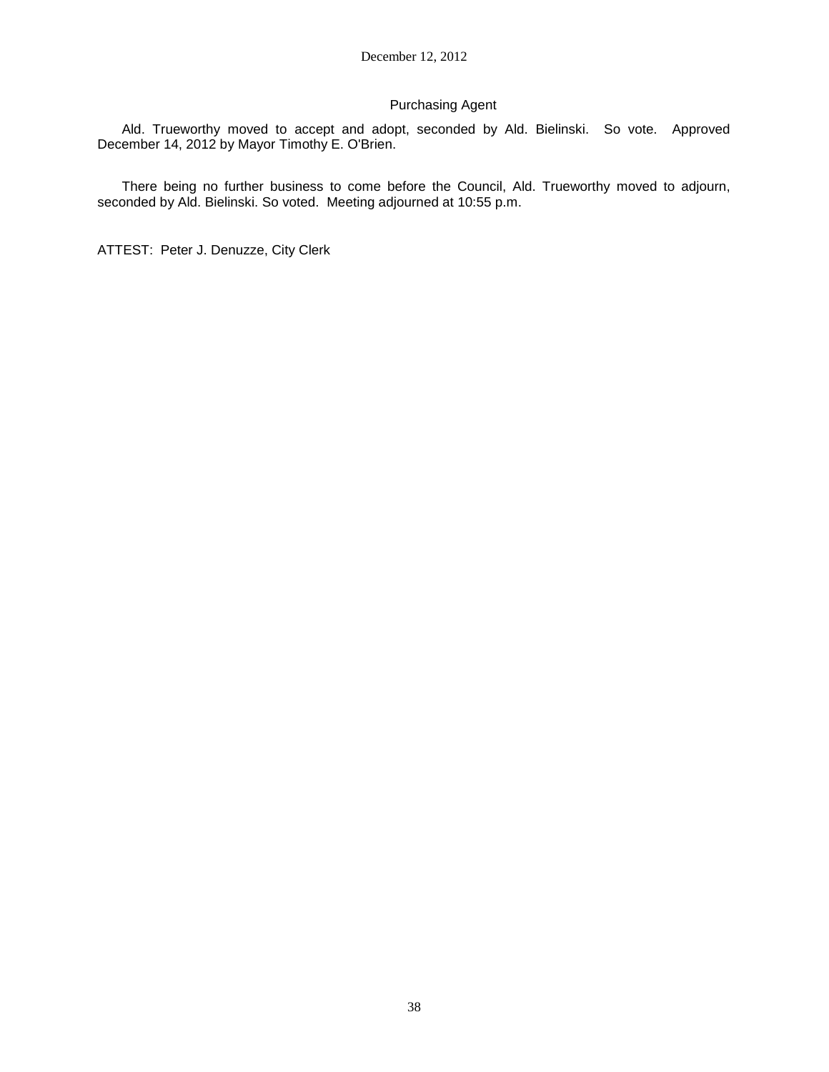Purchasing Agent

Ald. Trueworthy moved to accept and adopt, seconded by Ald. Bielinski. So vote. Approved December 14, 2012 by Mayor Timothy E. O'Brien.

There being no further business to come before the Council, Ald. Trueworthy moved to adjourn, seconded by Ald. Bielinski. So voted. Meeting adjourned at 10:55 p.m.

ATTEST: Peter J. Denuzze, City Clerk